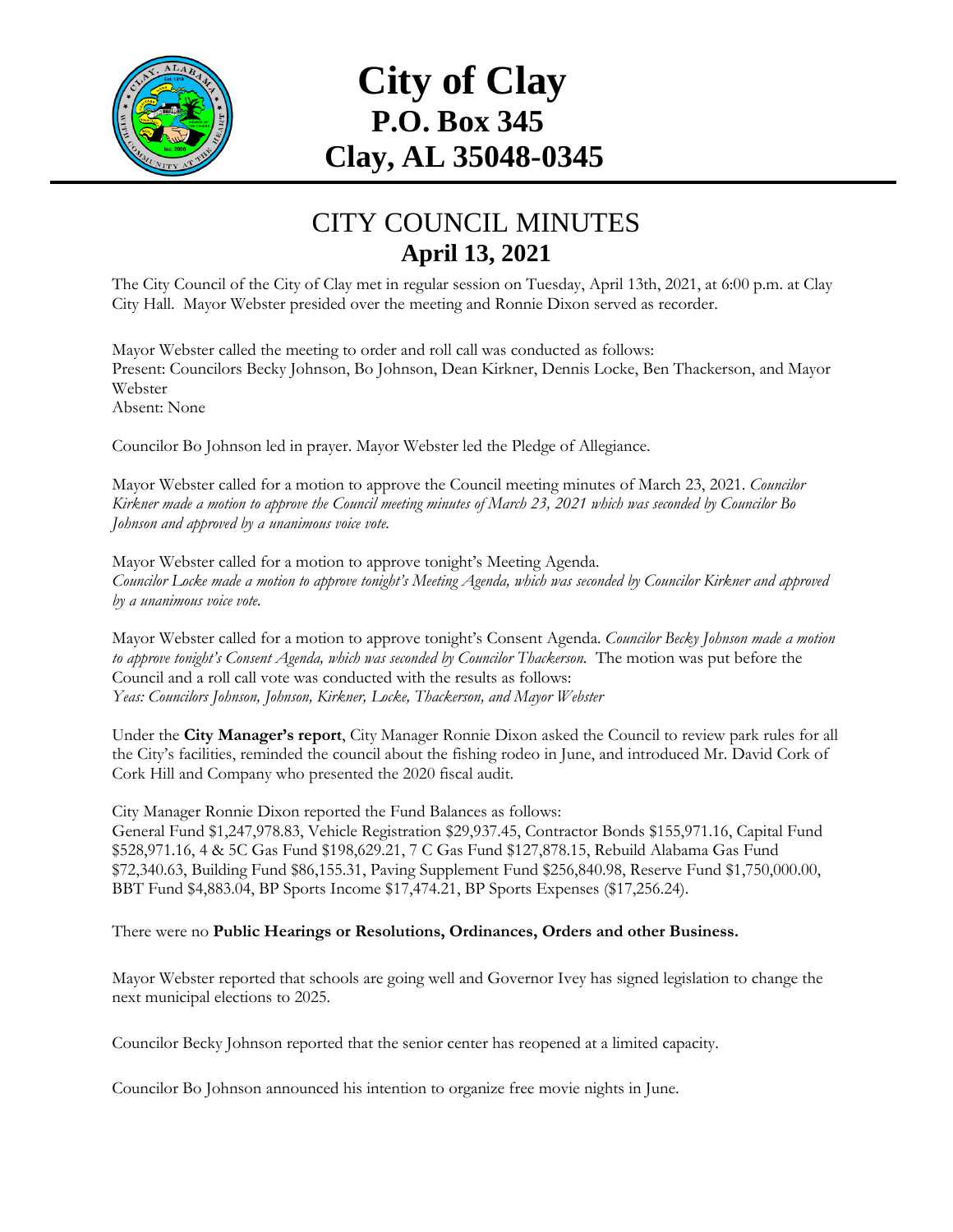# City of Clay
## P.O. Box 345
## Clay, AL 35048-0345

## CITY COUNCIL MINUTES
### April 13, 2021

The City Council of the City of Clay met in regular session on Tuesday, April 13th, 2021, at 6:00 p.m. at Clay City Hall. Mayor Webster presided over the meeting and Ronnie Dixon served as recorder.

Mayor Webster called the meeting to order and roll call was conducted as follows:
Present: Councilors Becky Johnson, Bo Johnson, Dean Kirkner, Dennis Locke, Ben Thackerson, and Mayor Webster
Absent: None

Councilor Bo Johnson led in prayer. Mayor Webster led the Pledge of Allegiance.

Mayor Webster called for a motion to approve the Council meeting minutes of March 23, 2021. *Councilor Kirkner made a motion to approve the Council meeting minutes of March 23, 2021 which was seconded by Councilor Bo Johnson and approved by a unanimous voice vote.*

Mayor Webster called for a motion to approve tonight's Meeting Agenda.
*Councilor Locke made a motion to approve tonight's Meeting Agenda, which was seconded by Councilor Kirkner and approved by a unanimous voice vote.*

Mayor Webster called for a motion to approve tonight's Consent Agenda. *Councilor Becky Johnson made a motion to approve tonight's Consent Agenda, which was seconded by Councilor Thackerson.* The motion was put before the Council and a roll call vote was conducted with the results as follows:
*Yeas: Councilors Johnson, Johnson, Kirkner, Locke, Thackerson, and Mayor Webster*

Under the **City Manager's report**, City Manager Ronnie Dixon asked the Council to review park rules for all the City's facilities, reminded the council about the fishing rodeo in June, and introduced Mr. David Cork of Cork Hill and Company who presented the 2020 fiscal audit.

City Manager Ronnie Dixon reported the Fund Balances as follows:
General Fund $1,247,978.83, Vehicle Registration $29,937.45, Contractor Bonds $155,971.16, Capital Fund $528,971.16, 4 & 5C Gas Fund $198,629.21, 7 C Gas Fund $127,878.15, Rebuild Alabama Gas Fund $72,340.63, Building Fund $86,155.31, Paving Supplement Fund $256,840.98, Reserve Fund $1,750,000.00, BBT Fund $4,883.04, BP Sports Income $17,474.21, BP Sports Expenses ($17,256.24).

There were no **Public Hearings or Resolutions, Ordinances, Orders and other Business.**

Mayor Webster reported that schools are going well and Governor Ivey has signed legislation to change the next municipal elections to 2025.

Councilor Becky Johnson reported that the senior center has reopened at a limited capacity.

Councilor Bo Johnson announced his intention to organize free movie nights in June.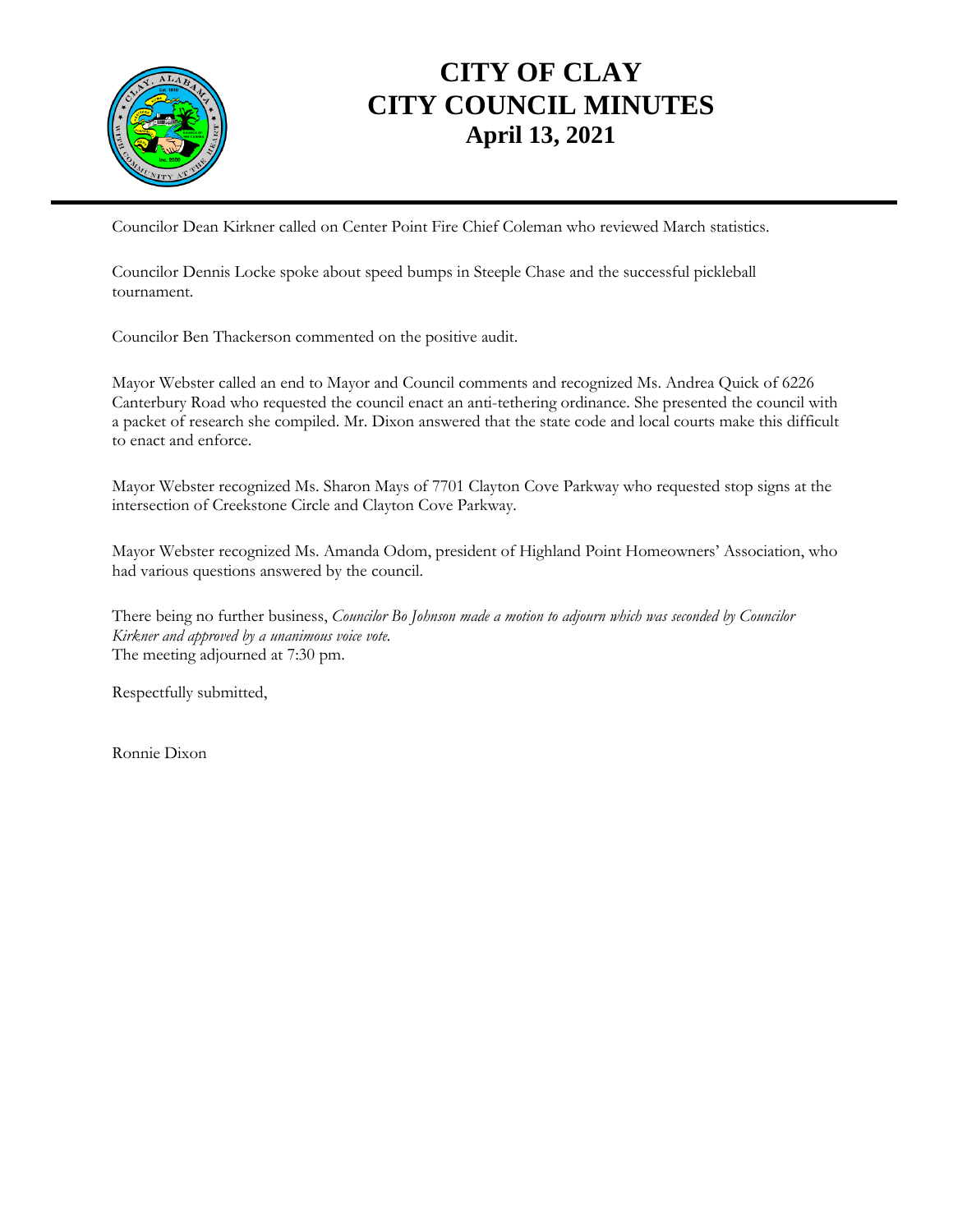# CITY OF CLAY
# CITY COUNCIL MINUTES
## April 13, 2021

Councilor Dean Kirkner called on Center Point Fire Chief Coleman who reviewed March statistics.

Councilor Dennis Locke spoke about speed bumps in Steeple Chase and the successful pickleball tournament.

Councilor Ben Thackerson commented on the positive audit.

Mayor Webster called an end to Mayor and Council comments and recognized Ms. Andrea Quick of 6226 Canterbury Road who requested the council enact an anti-tethering ordinance. She presented the council with a packet of research she compiled. Mr. Dixon answered that the state code and local courts make this difficult to enact and enforce.

Mayor Webster recognized Ms. Sharon Mays of 7701 Clayton Cove Parkway who requested stop signs at the intersection of Creekstone Circle and Clayton Cove Parkway.

Mayor Webster recognized Ms. Amanda Odom, president of Highland Point Homeowners' Association, who had various questions answered by the council.

There being no further business, *Councilor Bo Johnson made a motion to adjourn which was seconded by Councilor Kirkner and approved by a unanimous voice vote.*
The meeting adjourned at 7:30 pm.

Respectfully submitted,

Ronnie Dixon